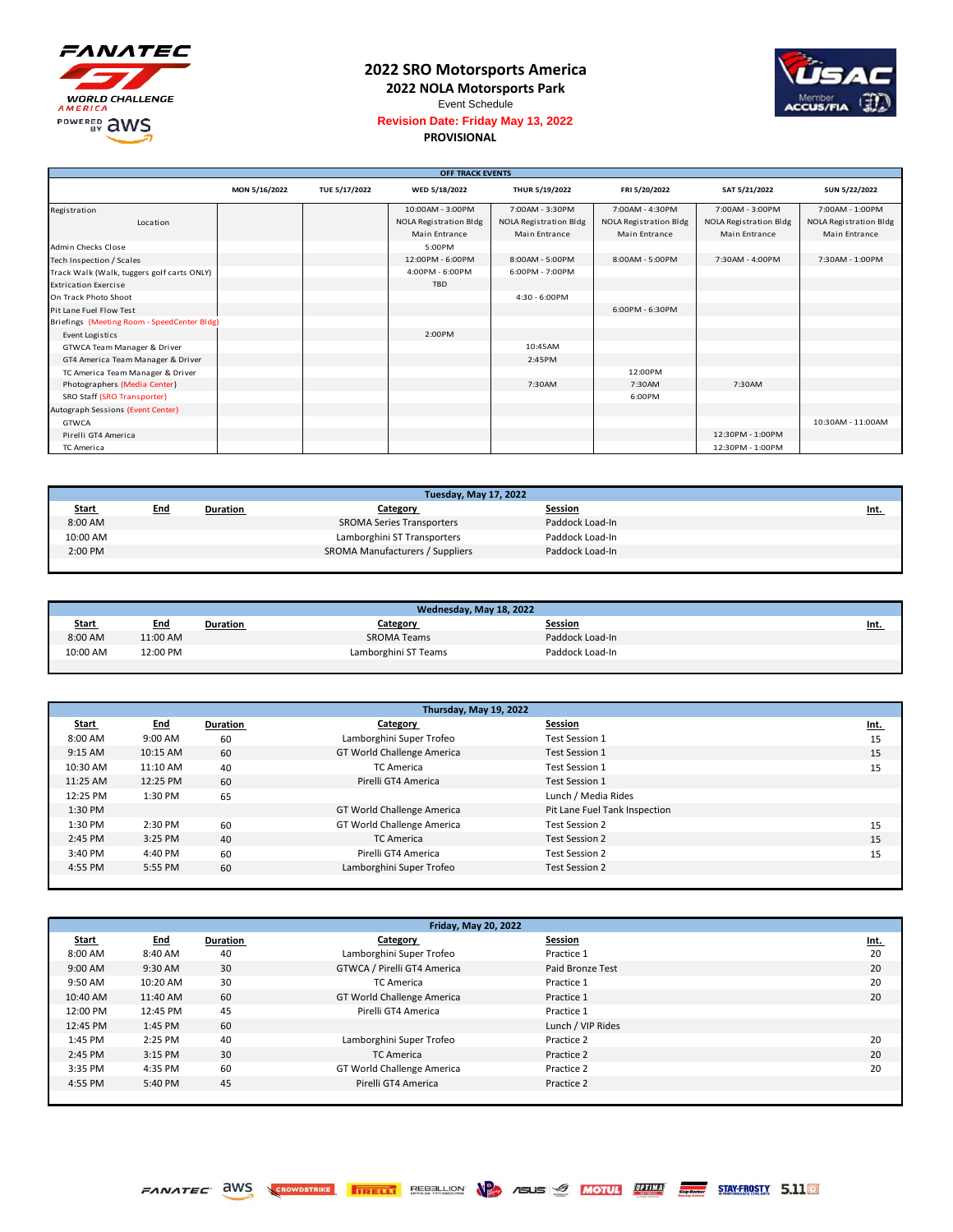# 2022 SRO Motorsports America

## 2022 NOLA Motorsports Park

Event Schedule

**Revision Date: Friday May 13, 2022**

**PROVISIONAL**

| OFF TRACK EVENTS | | | | | | | |
|---|---|---|---|---|---|---|---|
| | MON 5/16/2022 | TUE 5/17/2022 | WED 5/18/2022 | THUR 5/19/2022 | FRI 5/20/2022 | SAT 5/21/2022 | SUN 5/22/2022 |
| Registration | | | 10:00AM - 3:00PM | 7:00AM - 3:30PM | 7:00AM - 4:30PM | 7:00AM - 3:00PM | 7:00AM - 1:00PM |
| Location | | | NOLA Registration Bldg Main Entrance | NOLA Registration Bldg Main Entrance | NOLA Registration Bldg Main Entrance | NOLA Registration Bldg Main Entrance | NOLA Registration Bldg Main Entrance |
| Admin Checks Close | | | 5:00PM | | | | |
| Tech Inspection / Scales | | | 12:00PM - 6:00PM | 8:00AM - 5:00PM | 8:00AM - 5:00PM | 7:30AM - 4:00PM | 7:30AM - 1:00PM |
| Track Walk (Walk, tuggers golf carts ONLY) | | | 4:00PM - 6:00PM | 6:00PM - 7:00PM | | | |
| Extrication Exercise | | | TBD | | | | |
| On Track Photo Shoot | | | | 4:30 - 6:00PM | | | |
| Pit Lane Fuel Flow Test | | | | | 6:00PM - 6:30PM | | |
| Briefings (Meeting Room - SpeedCenter Bldg) | | | | | | | |
| Event Logistics | | | 2:00PM | | | | |
| GTWCA Team Manager & Driver | | | | 10:45AM | | | |
| GT4 America Team Manager & Driver | | | | 2:45PM | | | |
| TC America Team Manager & Driver | | | | | 12:00PM | | |
| Photographers (Media Center) | | | | 7:30AM | 7:30AM | 7:30AM | |
| SRO Staff (SRO Transporter) | | | | | 6:00PM | | |
| Autograph Sessions (Event Center) | | | | | | | |
| GTWCA | | | | | | | 10:30AM - 11:00AM |
| Pirelli GT4 America | | | | | | 12:30PM - 1:00PM | |
| TC America | | | | | | 12:30PM - 1:00PM | |

| Tuesday, May 17, 2022 | | | | | |
|---|---|---|---|---|---|
| **Start** | **End** | **Duration** | **Category** | **Session** | **Int.** |
| 8:00 AM | | | SROMA Series Transporters | Paddock Load-In | |
| 10:00 AM | | | Lamborghini ST Transporters | Paddock Load-In | |
| 2:00 PM | | | SROMA Manufacturers / Suppliers | Paddock Load-In | |

| Wednesday, May 18, 2022 | | | | | |
|---|---|---|---|---|---|
| **Start** | **End** | **Duration** | **Category** | **Session** | **Int.** |
| 8:00 AM | 11:00 AM | | SROMA Teams | Paddock Load-In | |
| 10:00 AM | 12:00 PM | | Lamborghini ST Teams | Paddock Load-In | |

| Thursday, May 19, 2022 | | | | | |
|---|---|---|---|---|---|
| **Start** | **End** | **Duration** | **Category** | **Session** | **Int.** |
| 8:00 AM | 9:00 AM | 60 | Lamborghini Super Trofeo | Test Session 1 | 15 |
| 9:15 AM | 10:15 AM | 60 | GT World Challenge America | Test Session 1 | 15 |
| 10:30 AM | 11:10 AM | 40 | TC America | Test Session 1 | 15 |
| 11:25 AM | 12:25 PM | 60 | Pirelli GT4 America | Test Session 1 | |
| 12:25 PM | 1:30 PM | 65 | | Lunch / Media Rides | |
| 1:30 PM | | | GT World Challenge America | Pit Lane Fuel Tank Inspection | |
| 1:30 PM | 2:30 PM | 60 | GT World Challenge America | Test Session 2 | 15 |
| 2:45 PM | 3:25 PM | 40 | TC America | Test Session 2 | 15 |
| 3:40 PM | 4:40 PM | 60 | Pirelli GT4 America | Test Session 2 | 15 |
| 4:55 PM | 5:55 PM | 60 | Lamborghini Super Trofeo | Test Session 2 | |

| Friday, May 20, 2022 | | | | | |
|---|---|---|---|---|---|
| **Start** | **End** | **Duration** | **Category** | **Session** | **Int.** |
| 8:00 AM | 8:40 AM | 40 | Lamborghini Super Trofeo | Practice 1 | 20 |
| 9:00 AM | 9:30 AM | 30 | GTWCA / Pirelli GT4 America | Paid Bronze Test | 20 |
| 9:50 AM | 10:20 AM | 30 | TC America | Practice 1 | 20 |
| 10:40 AM | 11:40 AM | 60 | GT World Challenge America | Practice 1 | 20 |
| 12:00 PM | 12:45 PM | 45 | Pirelli GT4 America | Practice 1 | |
| 12:45 PM | 1:45 PM | 60 | | Lunch / VIP Rides | |
| 1:45 PM | 2:25 PM | 40 | Lamborghini Super Trofeo | Practice 2 | 20 |
| 2:45 PM | 3:15 PM | 30 | TC America | Practice 2 | 20 |
| 3:35 PM | 4:35 PM | 60 | GT World Challenge America | Practice 2 | 20 |
| 4:55 PM | 5:40 PM | 45 | Pirelli GT4 America | Practice 2 | |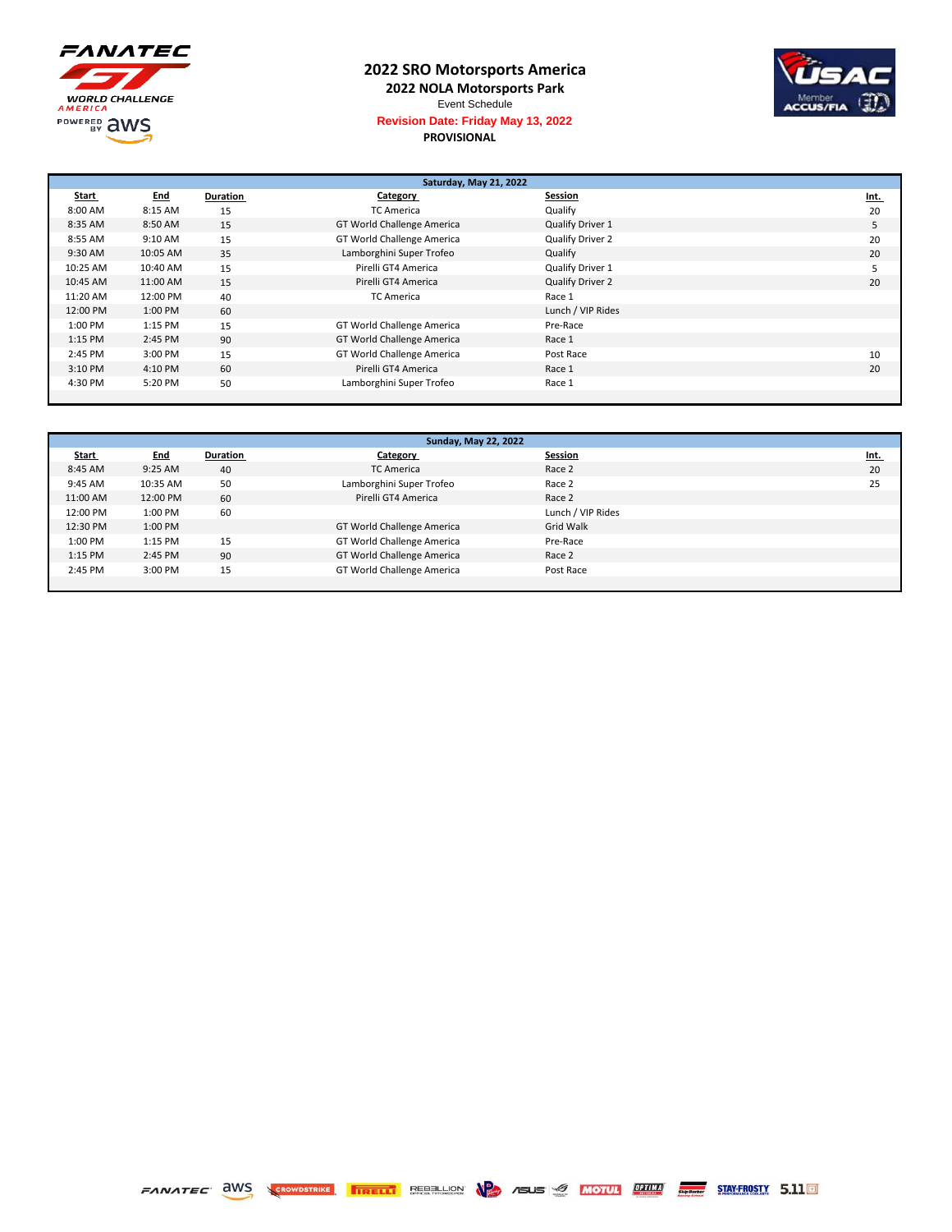# 2022 SRO Motorsports America

## 2022 NOLA Motorsports Park

Event Schedule

**Revision Date: Friday May 13, 2022**

**PROVISIONAL**

| Saturday, May 21, 2022 | | | | | |
|---|---|---|---|---|---|
| **Start** | **End** | **Duration** | **Category** | **Session** | **Int.** |
| 8:00 AM | 8:15 AM | 15 | TC America | Qualify | 20 |
| 8:35 AM | 8:50 AM | 15 | GT World Challenge America | Qualify Driver 1 | 5 |
| 8:55 AM | 9:10 AM | 15 | GT World Challenge America | Qualify Driver 2 | 20 |
| 9:30 AM | 10:05 AM | 35 | Lamborghini Super Trofeo | Qualify | 20 |
| 10:25 AM | 10:40 AM | 15 | Pirelli GT4 America | Qualify Driver 1 | 5 |
| 10:45 AM | 11:00 AM | 15 | Pirelli GT4 America | Qualify Driver 2 | 20 |
| 11:20 AM | 12:00 PM | 40 | TC America | Race 1 | |
| 12:00 PM | 1:00 PM | 60 | | Lunch / VIP Rides | |
| 1:00 PM | 1:15 PM | 15 | GT World Challenge America | Pre-Race | |
| 1:15 PM | 2:45 PM | 90 | GT World Challenge America | Race 1 | |
| 2:45 PM | 3:00 PM | 15 | GT World Challenge America | Post Race | 10 |
| 3:10 PM | 4:10 PM | 60 | Pirelli GT4 America | Race 1 | 20 |
| 4:30 PM | 5:20 PM | 50 | Lamborghini Super Trofeo | Race 1 | |

| Sunday, May 22, 2022 | | | | | |
|---|---|---|---|---|---|
| **Start** | **End** | **Duration** | **Category** | **Session** | **Int.** |
| 8:45 AM | 9:25 AM | 40 | TC America | Race 2 | 20 |
| 9:45 AM | 10:35 AM | 50 | Lamborghini Super Trofeo | Race 2 | 25 |
| 11:00 AM | 12:00 PM | 60 | Pirelli GT4 America | Race 2 | |
| 12:00 PM | 1:00 PM | 60 | | Lunch / VIP Rides | |
| 12:30 PM | 1:00 PM | | GT World Challenge America | Grid Walk | |
| 1:00 PM | 1:15 PM | 15 | GT World Challenge America | Pre-Race | |
| 1:15 PM | 2:45 PM | 90 | GT World Challenge America | Race 2 | |
| 2:45 PM | 3:00 PM | 15 | GT World Challenge America | Post Race | |